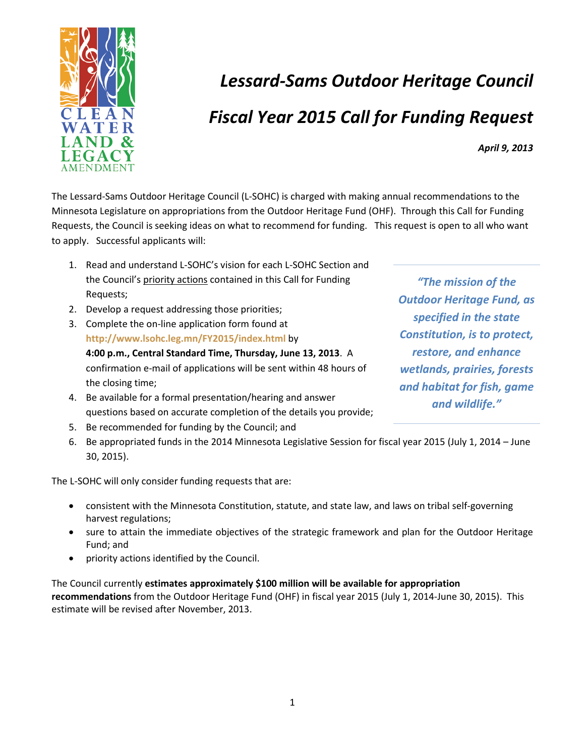# *Lessard-Sams Outdoor Heritage Council*

# *Fiscal Year 2015 Call for Funding Request*

***April 9, 2013***

The Lessard-Sams Outdoor Heritage Council (L-SOHC) is charged with making annual recommendations to the Minnesota Legislature on appropriations from the Outdoor Heritage Fund (OHF). Through this Call for Funding Requests, the Council is seeking ideas on what to recommend for funding. This request is open to all who want to apply. Successful applicants will:

> ***"The mission of the Outdoor Heritage Fund, as specified in the state Constitution, is to protect, restore, and enhance wetlands, prairies, forests and habitat for fish, game and wildlife."***

1. Read and understand L-SOHC's vision for each L-SOHC Section and the Council's priority actions contained in this Call for Funding Requests;
2. Develop a request addressing those priorities;
3. Complete the on-line application form found at **http://www.lsohc.leg.mn/FY2015/index.html** by **4:00 p.m., Central Standard Time, Thursday, June 13, 2013**. A confirmation e-mail of applications will be sent within 48 hours of the closing time;
4. Be available for a formal presentation/hearing and answer questions based on accurate completion of the details you provide;
5. Be recommended for funding by the Council; and
6. Be appropriated funds in the 2014 Minnesota Legislative Session for fiscal year 2015 (July 1, 2014 – June 30, 2015).

The L-SOHC will only consider funding requests that are:

- consistent with the Minnesota Constitution, statute, and state law, and laws on tribal self-governing harvest regulations;
- sure to attain the immediate objectives of the strategic framework and plan for the Outdoor Heritage Fund; and
- priority actions identified by the Council.

The Council currently **estimates approximately $100 million will be available for appropriation recommendations** from the Outdoor Heritage Fund (OHF) in fiscal year 2015 (July 1, 2014-June 30, 2015). This estimate will be revised after November, 2013.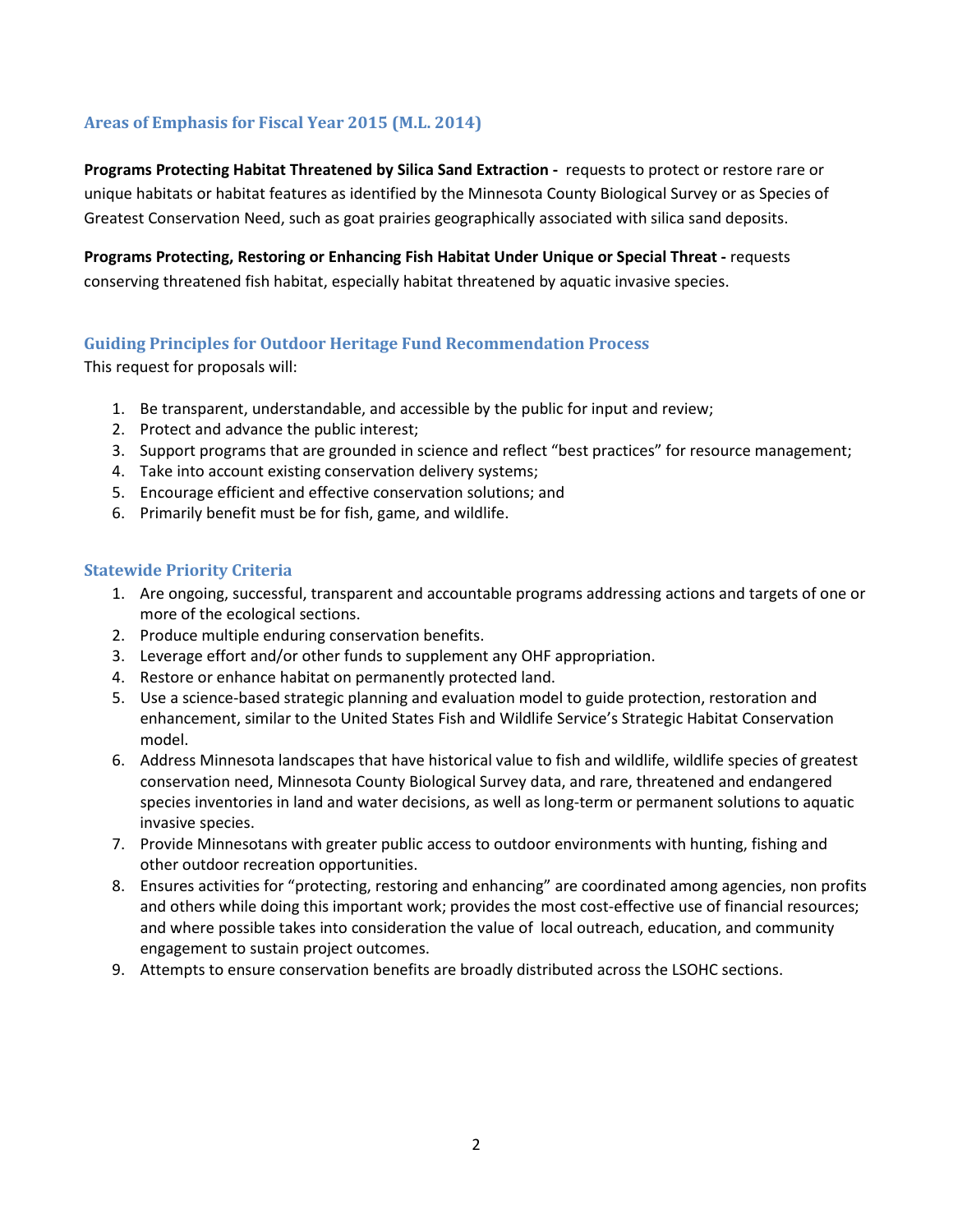## Areas of Emphasis for Fiscal Year 2015 (M.L. 2014)

**Programs Protecting Habitat Threatened by Silica Sand Extraction -** requests to protect or restore rare or unique habitats or habitat features as identified by the Minnesota County Biological Survey or as Species of Greatest Conservation Need, such as goat prairies geographically associated with silica sand deposits.

**Programs Protecting, Restoring or Enhancing Fish Habitat Under Unique or Special Threat -** requests conserving threatened fish habitat, especially habitat threatened by aquatic invasive species.

## Guiding Principles for Outdoor Heritage Fund Recommendation Process

This request for proposals will:

1. Be transparent, understandable, and accessible by the public for input and review;
2. Protect and advance the public interest;
3. Support programs that are grounded in science and reflect "best practices" for resource management;
4. Take into account existing conservation delivery systems;
5. Encourage efficient and effective conservation solutions; and
6. Primarily benefit must be for fish, game, and wildlife.

## Statewide Priority Criteria

1. Are ongoing, successful, transparent and accountable programs addressing actions and targets of one or more of the ecological sections.
2. Produce multiple enduring conservation benefits.
3. Leverage effort and/or other funds to supplement any OHF appropriation.
4. Restore or enhance habitat on permanently protected land.
5. Use a science-based strategic planning and evaluation model to guide protection, restoration and enhancement, similar to the United States Fish and Wildlife Service's Strategic Habitat Conservation model.
6. Address Minnesota landscapes that have historical value to fish and wildlife, wildlife species of greatest conservation need, Minnesota County Biological Survey data, and rare, threatened and endangered species inventories in land and water decisions, as well as long-term or permanent solutions to aquatic invasive species.
7. Provide Minnesotans with greater public access to outdoor environments with hunting, fishing and other outdoor recreation opportunities.
8. Ensures activities for "protecting, restoring and enhancing" are coordinated among agencies, non profits and others while doing this important work; provides the most cost-effective use of financial resources; and where possible takes into consideration the value of local outreach, education, and community engagement to sustain project outcomes.
9. Attempts to ensure conservation benefits are broadly distributed across the LSOHC sections.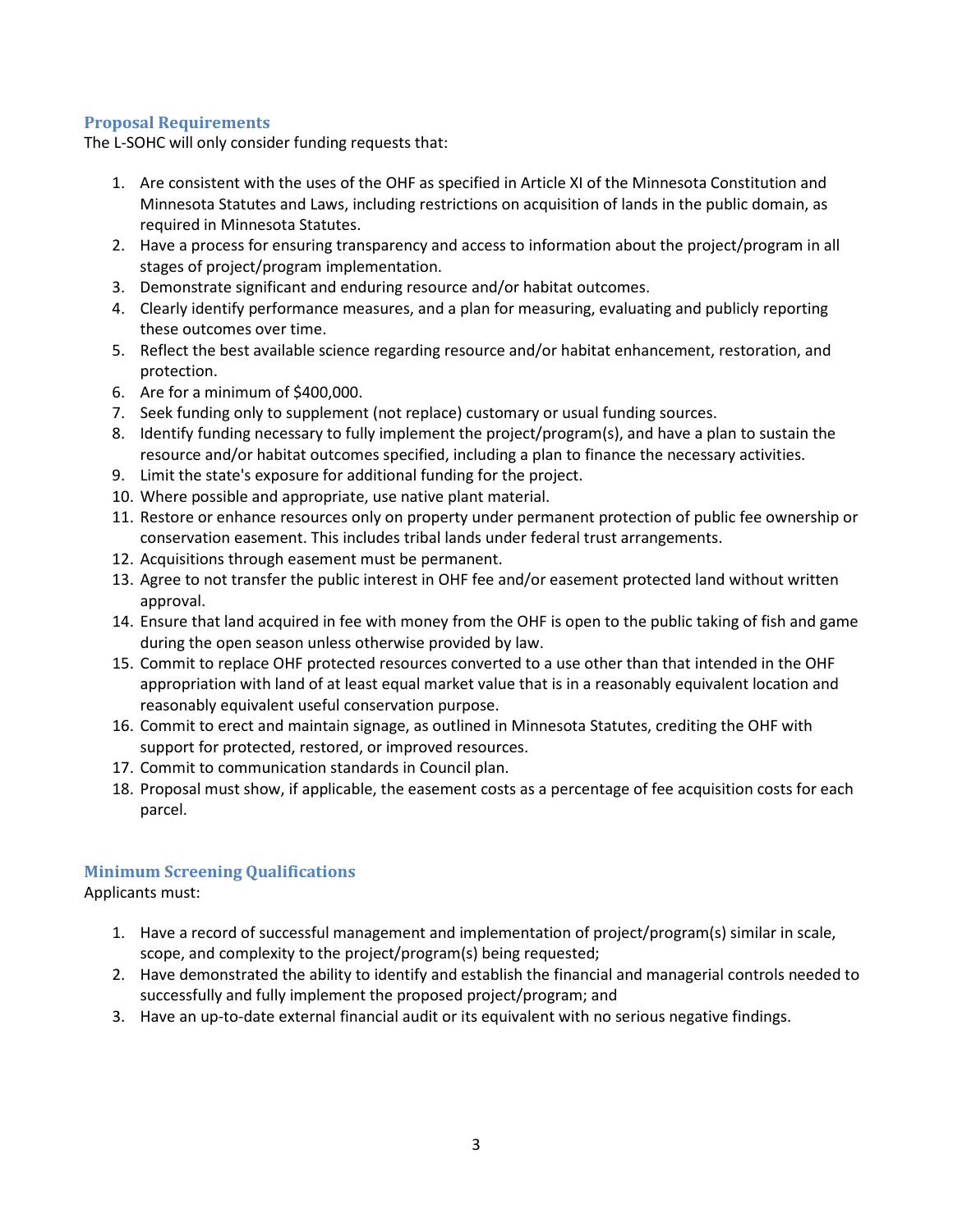## Proposal Requirements

The L-SOHC will only consider funding requests that:

1. Are consistent with the uses of the OHF as specified in Article XI of the Minnesota Constitution and Minnesota Statutes and Laws, including restrictions on acquisition of lands in the public domain, as required in Minnesota Statutes.
2. Have a process for ensuring transparency and access to information about the project/program in all stages of project/program implementation.
3. Demonstrate significant and enduring resource and/or habitat outcomes.
4. Clearly identify performance measures, and a plan for measuring, evaluating and publicly reporting these outcomes over time.
5. Reflect the best available science regarding resource and/or habitat enhancement, restoration, and protection.
6. Are for a minimum of $400,000.
7. Seek funding only to supplement (not replace) customary or usual funding sources.
8. Identify funding necessary to fully implement the project/program(s), and have a plan to sustain the resource and/or habitat outcomes specified, including a plan to finance the necessary activities.
9. Limit the state's exposure for additional funding for the project.
10. Where possible and appropriate, use native plant material.
11. Restore or enhance resources only on property under permanent protection of public fee ownership or conservation easement. This includes tribal lands under federal trust arrangements.
12. Acquisitions through easement must be permanent.
13. Agree to not transfer the public interest in OHF fee and/or easement protected land without written approval.
14. Ensure that land acquired in fee with money from the OHF is open to the public taking of fish and game during the open season unless otherwise provided by law.
15. Commit to replace OHF protected resources converted to a use other than that intended in the OHF appropriation with land of at least equal market value that is in a reasonably equivalent location and reasonably equivalent useful conservation purpose.
16. Commit to erect and maintain signage, as outlined in Minnesota Statutes, crediting the OHF with support for protected, restored, or improved resources.
17. Commit to communication standards in Council plan.
18. Proposal must show, if applicable, the easement costs as a percentage of fee acquisition costs for each parcel.

## Minimum Screening Qualifications

Applicants must:

1. Have a record of successful management and implementation of project/program(s) similar in scale, scope, and complexity to the project/program(s) being requested;
2. Have demonstrated the ability to identify and establish the financial and managerial controls needed to successfully and fully implement the proposed project/program; and
3. Have an up-to-date external financial audit or its equivalent with no serious negative findings.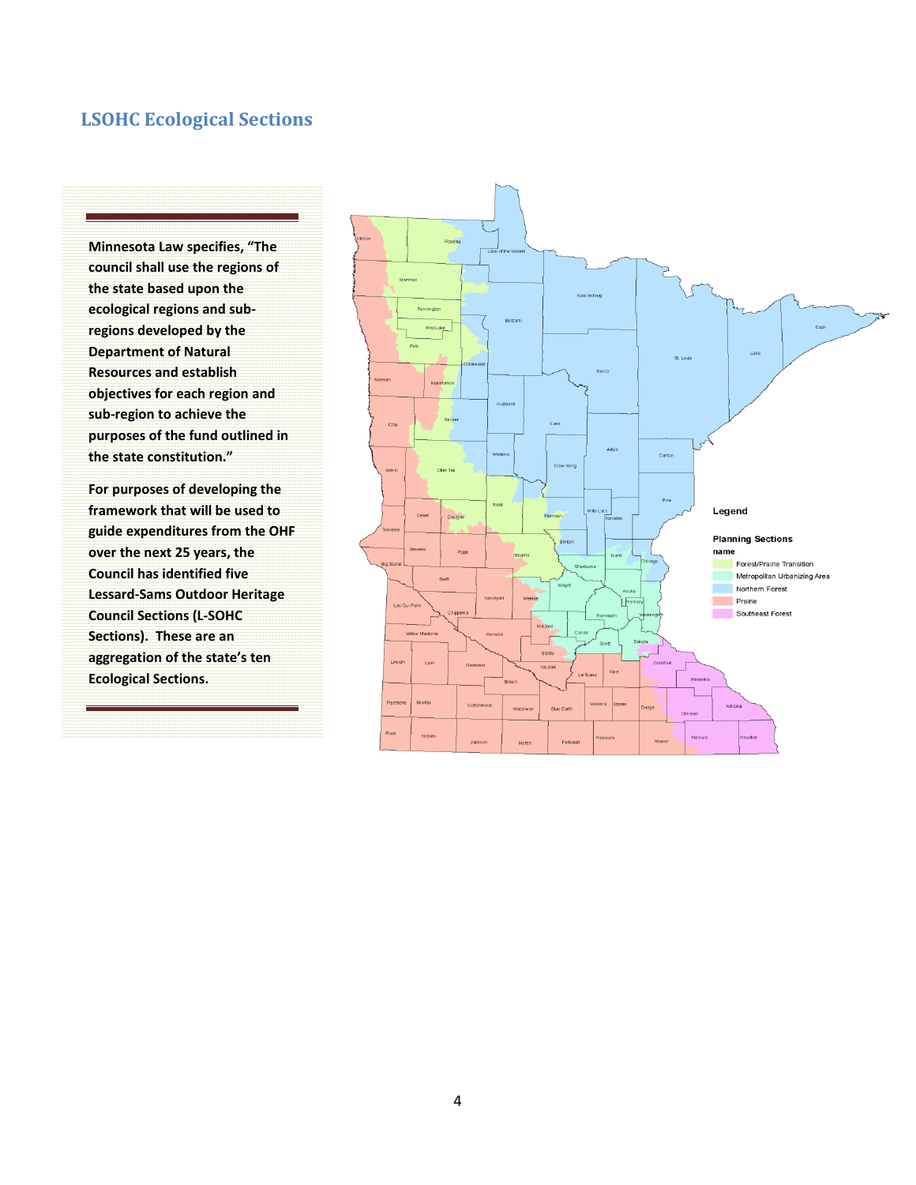## LSOHC Ecological Sections

**Minnesota Law specifies, "The council shall use the regions of the state based upon the ecological regions and sub-regions developed by the Department of Natural Resources and establish objectives for each region and sub-region to achieve the purposes of the fund outlined in the state constitution."**

**For purposes of developing the framework that will be used to guide expenditures from the OHF over the next 25 years, the Council has identified five Lessard-Sams Outdoor Heritage Council Sections (L-SOHC Sections). These are an aggregation of the state's ten Ecological Sections.**

Legend

**Planning Sections**
**name**

- Forest/Prairie Transition
- Metropolitan Urbanizing Area
- Northern Forest
- Prairie
- Southeast Forest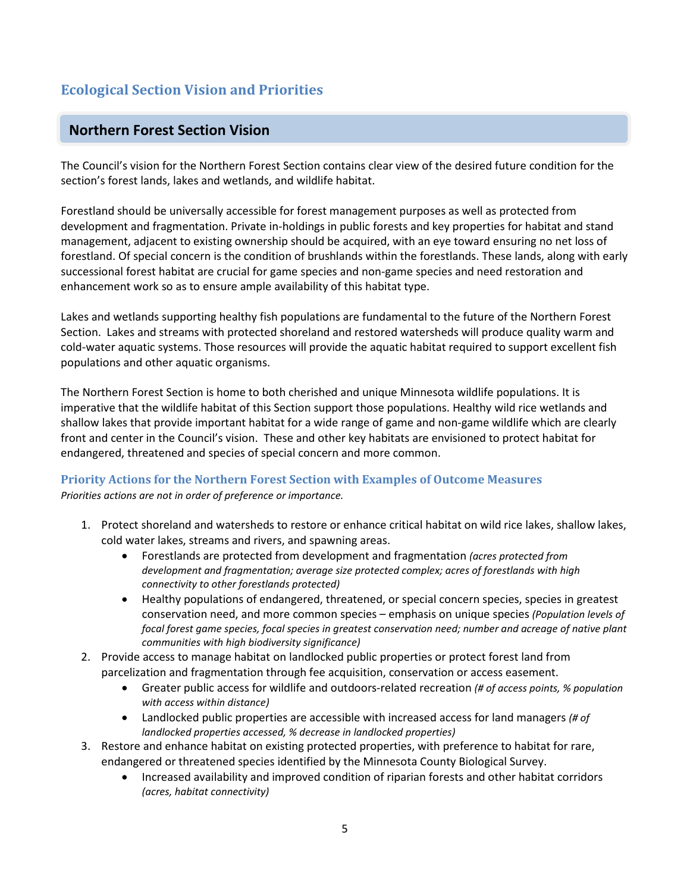## Ecological Section Vision and Priorities

### Northern Forest Section Vision

The Council's vision for the Northern Forest Section contains clear view of the desired future condition for the section's forest lands, lakes and wetlands, and wildlife habitat.

Forestland should be universally accessible for forest management purposes as well as protected from development and fragmentation. Private in-holdings in public forests and key properties for habitat and stand management, adjacent to existing ownership should be acquired, with an eye toward ensuring no net loss of forestland. Of special concern is the condition of brushlands within the forestlands. These lands, along with early successional forest habitat are crucial for game species and non-game species and need restoration and enhancement work so as to ensure ample availability of this habitat type.

Lakes and wetlands supporting healthy fish populations are fundamental to the future of the Northern Forest Section. Lakes and streams with protected shoreland and restored watersheds will produce quality warm and cold-water aquatic systems. Those resources will provide the aquatic habitat required to support excellent fish populations and other aquatic organisms.

The Northern Forest Section is home to both cherished and unique Minnesota wildlife populations. It is imperative that the wildlife habitat of this Section support those populations. Healthy wild rice wetlands and shallow lakes that provide important habitat for a wide range of game and non-game wildlife which are clearly front and center in the Council's vision. These and other key habitats are envisioned to protect habitat for endangered, threatened and species of special concern and more common.

### Priority Actions for the Northern Forest Section with Examples of Outcome Measures

*Priorities actions are not in order of preference or importance.*

1. Protect shoreland and watersheds to restore or enhance critical habitat on wild rice lakes, shallow lakes, cold water lakes, streams and rivers, and spawning areas.
    - Forestlands are protected from development and fragmentation *(acres protected from development and fragmentation; average size protected complex; acres of forestlands with high connectivity to other forestlands protected)*
    - Healthy populations of endangered, threatened, or special concern species, species in greatest conservation need, and more common species – emphasis on unique species *(Population levels of focal forest game species, focal species in greatest conservation need; number and acreage of native plant communities with high biodiversity significance)*
2. Provide access to manage habitat on landlocked public properties or protect forest land from parcelization and fragmentation through fee acquisition, conservation or access easement.
    - Greater public access for wildlife and outdoors-related recreation *(# of access points, % population with access within distance)*
    - Landlocked public properties are accessible with increased access for land managers *(# of landlocked properties accessed, % decrease in landlocked properties)*
3. Restore and enhance habitat on existing protected properties, with preference to habitat for rare, endangered or threatened species identified by the Minnesota County Biological Survey.
    - Increased availability and improved condition of riparian forests and other habitat corridors *(acres, habitat connectivity)*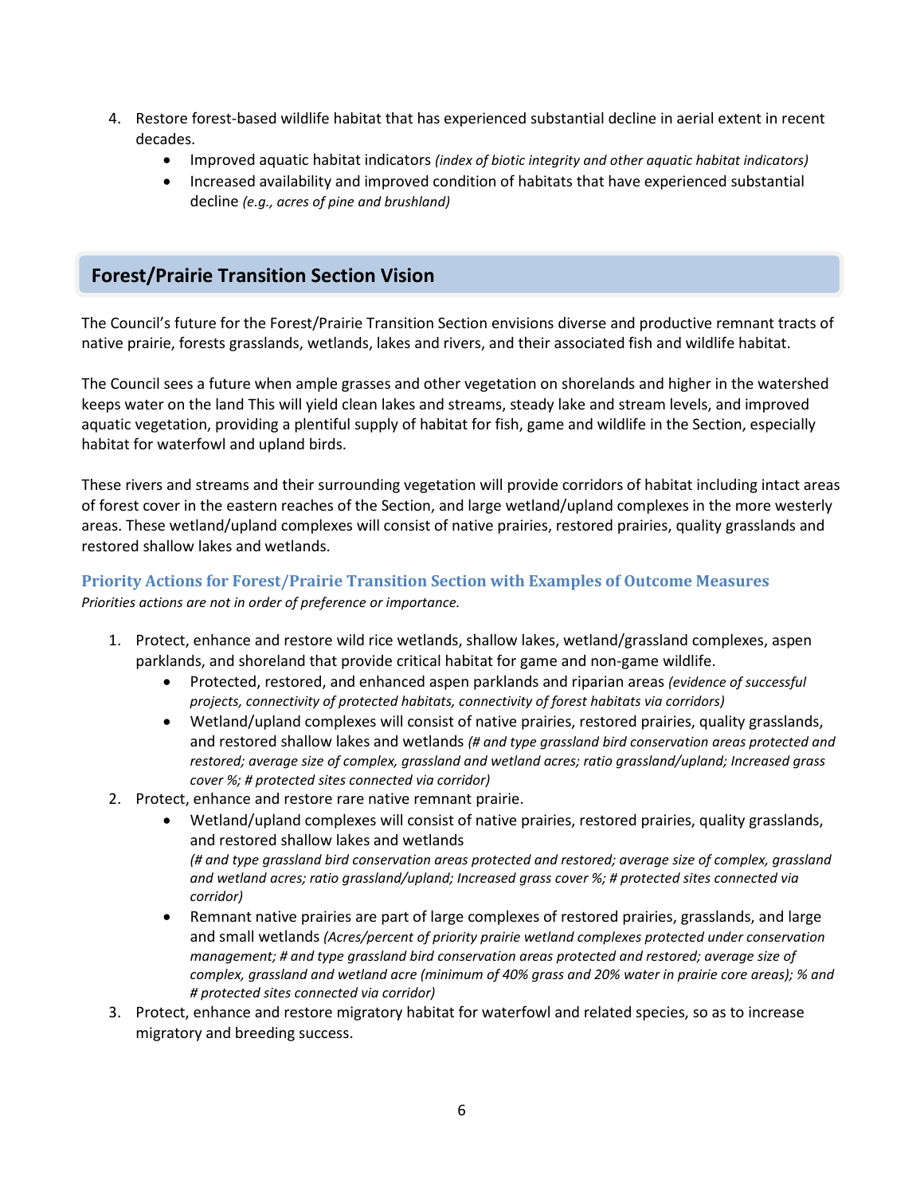4. Restore forest-based wildlife habitat that has experienced substantial decline in aerial extent in recent decades.
    - Improved aquatic habitat indicators *(index of biotic integrity and other aquatic habitat indicators)*
    - Increased availability and improved condition of habitats that have experienced substantial decline *(e.g., acres of pine and brushland)*

## Forest/Prairie Transition Section Vision

The Council's future for the Forest/Prairie Transition Section envisions diverse and productive remnant tracts of native prairie, forests grasslands, wetlands, lakes and rivers, and their associated fish and wildlife habitat.

The Council sees a future when ample grasses and other vegetation on shorelands and higher in the watershed keeps water on the land This will yield clean lakes and streams, steady lake and stream levels, and improved aquatic vegetation, providing a plentiful supply of habitat for fish, game and wildlife in the Section, especially habitat for waterfowl and upland birds.

These rivers and streams and their surrounding vegetation will provide corridors of habitat including intact areas of forest cover in the eastern reaches of the Section, and large wetland/upland complexes in the more westerly areas. These wetland/upland complexes will consist of native prairies, restored prairies, quality grasslands and restored shallow lakes and wetlands.

### Priority Actions for Forest/Prairie Transition Section with Examples of Outcome Measures

*Priorities actions are not in order of preference or importance.*

1. Protect, enhance and restore wild rice wetlands, shallow lakes, wetland/grassland complexes, aspen parklands, and shoreland that provide critical habitat for game and non-game wildlife.
    - Protected, restored, and enhanced aspen parklands and riparian areas *(evidence of successful projects, connectivity of protected habitats, connectivity of forest habitats via corridors)*
    - Wetland/upland complexes will consist of native prairies, restored prairies, quality grasslands, and restored shallow lakes and wetlands *(# and type grassland bird conservation areas protected and restored; average size of complex, grassland and wetland acres; ratio grassland/upland; Increased grass cover %; # protected sites connected via corridor)*
2. Protect, enhance and restore rare native remnant prairie.
    - Wetland/upland complexes will consist of native prairies, restored prairies, quality grasslands, and restored shallow lakes and wetlands
      *(# and type grassland bird conservation areas protected and restored; average size of complex, grassland and wetland acres; ratio grassland/upland; Increased grass cover %; # protected sites connected via corridor)*
    - Remnant native prairies are part of large complexes of restored prairies, grasslands, and large and small wetlands *(Acres/percent of priority prairie wetland complexes protected under conservation management; # and type grassland bird conservation areas protected and restored; average size of complex, grassland and wetland acre (minimum of 40% grass and 20% water in prairie core areas); % and # protected sites connected via corridor)*
3. Protect, enhance and restore migratory habitat for waterfowl and related species, so as to increase migratory and breeding success.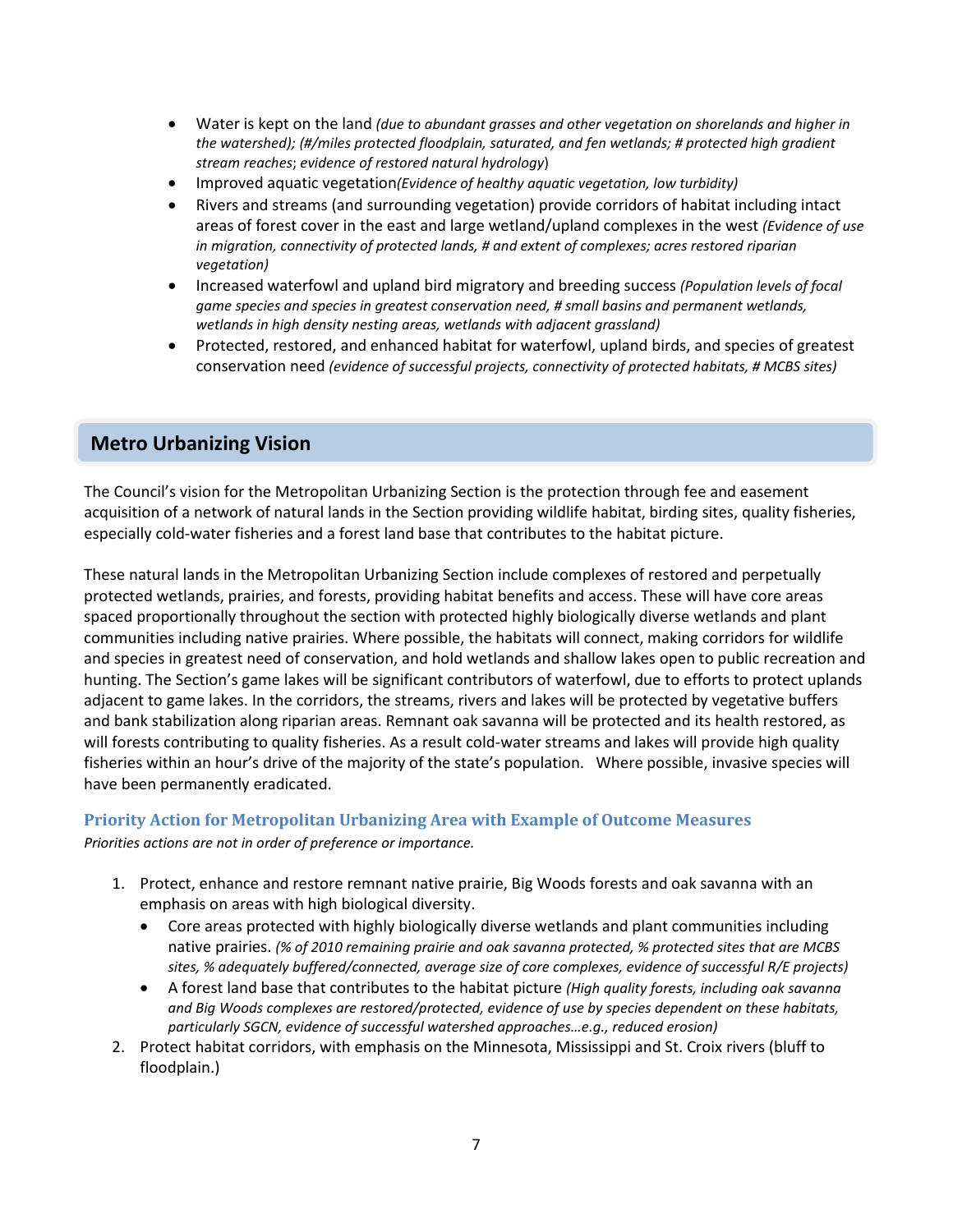- Water is kept on the land *(due to abundant grasses and other vegetation on shorelands and higher in the watershed); (#/miles protected floodplain, saturated, and fen wetlands; # protected high gradient stream reaches*; *evidence of restored natural hydrology*)
- Improved aquatic vegetation*(Evidence of healthy aquatic vegetation, low turbidity)*
- Rivers and streams (and surrounding vegetation) provide corridors of habitat including intact areas of forest cover in the east and large wetland/upland complexes in the west *(Evidence of use in migration, connectivity of protected lands, # and extent of complexes; acres restored riparian vegetation)*
- Increased waterfowl and upland bird migratory and breeding success *(Population levels of focal game species and species in greatest conservation need, # small basins and permanent wetlands, wetlands in high density nesting areas, wetlands with adjacent grassland)*
- Protected, restored, and enhanced habitat for waterfowl, upland birds, and species of greatest conservation need *(evidence of successful projects, connectivity of protected habitats, # MCBS sites)*

## Metro Urbanizing Vision

The Council's vision for the Metropolitan Urbanizing Section is the protection through fee and easement acquisition of a network of natural lands in the Section providing wildlife habitat, birding sites, quality fisheries, especially cold-water fisheries and a forest land base that contributes to the habitat picture.

These natural lands in the Metropolitan Urbanizing Section include complexes of restored and perpetually protected wetlands, prairies, and forests, providing habitat benefits and access. These will have core areas spaced proportionally throughout the section with protected highly biologically diverse wetlands and plant communities including native prairies. Where possible, the habitats will connect, making corridors for wildlife and species in greatest need of conservation, and hold wetlands and shallow lakes open to public recreation and hunting. The Section's game lakes will be significant contributors of waterfowl, due to efforts to protect uplands adjacent to game lakes. In the corridors, the streams, rivers and lakes will be protected by vegetative buffers and bank stabilization along riparian areas. Remnant oak savanna will be protected and its health restored, as will forests contributing to quality fisheries. As a result cold-water streams and lakes will provide high quality fisheries within an hour's drive of the majority of the state's population. Where possible, invasive species will have been permanently eradicated.

### Priority Action for Metropolitan Urbanizing Area with Example of Outcome Measures

*Priorities actions are not in order of preference or importance.*

1. Protect, enhance and restore remnant native prairie, Big Woods forests and oak savanna with an emphasis on areas with high biological diversity.
   - Core areas protected with highly biologically diverse wetlands and plant communities including native prairies. *(% of 2010 remaining prairie and oak savanna protected, % protected sites that are MCBS sites, % adequately buffered/connected, average size of core complexes, evidence of successful R/E projects)*
   - A forest land base that contributes to the habitat picture *(High quality forests, including oak savanna and Big Woods complexes are restored/protected, evidence of use by species dependent on these habitats, particularly SGCN, evidence of successful watershed approaches…e.g., reduced erosion)*
2. Protect habitat corridors, with emphasis on the Minnesota, Mississippi and St. Croix rivers (bluff to floodplain.)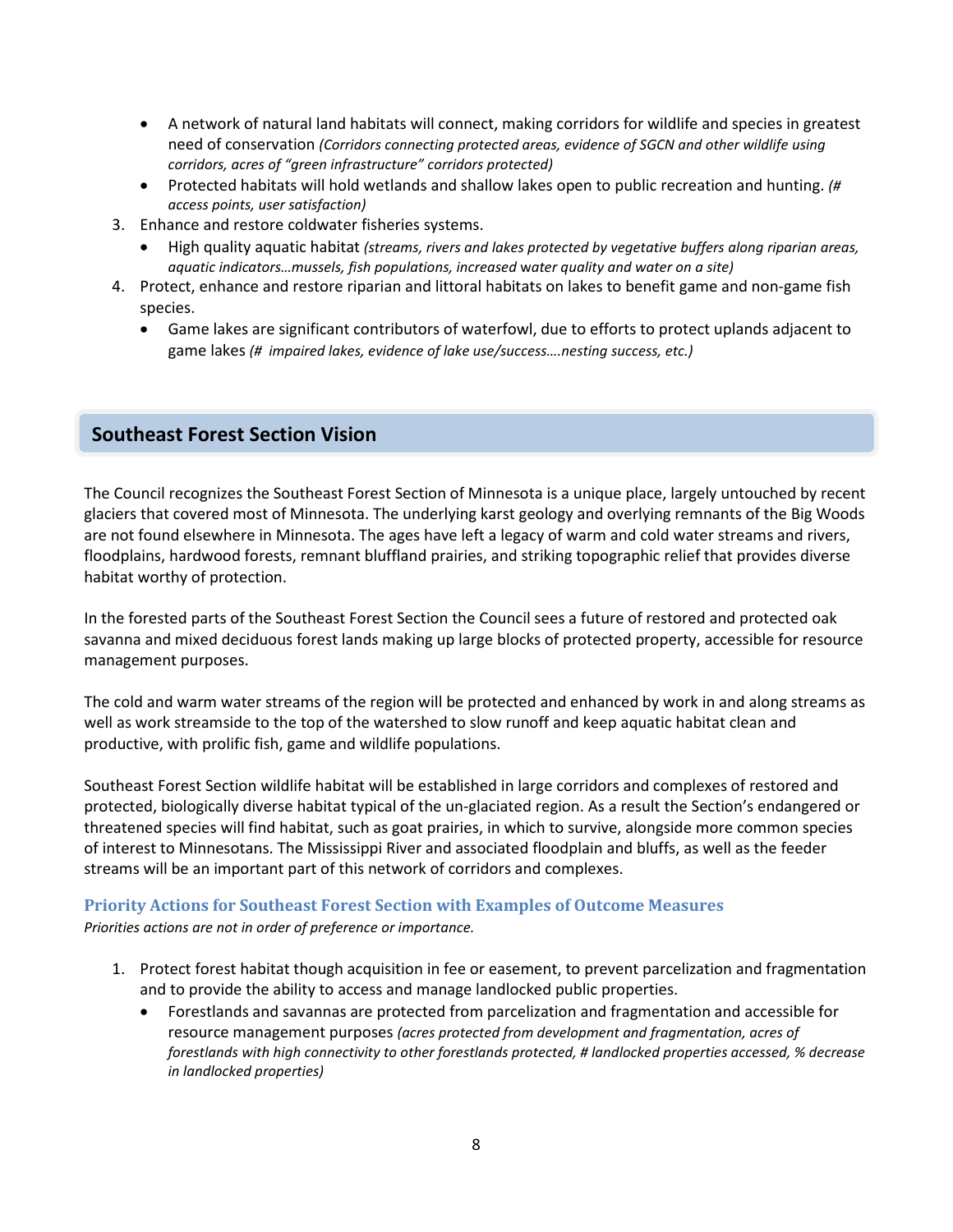- A network of natural land habitats will connect, making corridors for wildlife and species in greatest need of conservation *(Corridors connecting protected areas, evidence of SGCN and other wildlife using corridors, acres of "green infrastructure" corridors protected)*
- Protected habitats will hold wetlands and shallow lakes open to public recreation and hunting. *(# access points, user satisfaction)*

3. Enhance and restore coldwater fisheries systems.
   - High quality aquatic habitat *(streams, rivers and lakes protected by vegetative buffers along riparian areas, aquatic indicators…mussels, fish populations, increased* water quality and water on a site*)*
4. Protect, enhance and restore riparian and littoral habitats on lakes to benefit game and non-game fish species.
   - Game lakes are significant contributors of waterfowl, due to efforts to protect uplands adjacent to game lakes *(# impaired lakes, evidence of lake use/success….nesting success, etc.)*

## Southeast Forest Section Vision

The Council recognizes the Southeast Forest Section of Minnesota is a unique place, largely untouched by recent glaciers that covered most of Minnesota. The underlying karst geology and overlying remnants of the Big Woods are not found elsewhere in Minnesota. The ages have left a legacy of warm and cold water streams and rivers, floodplains, hardwood forests, remnant bluffland prairies, and striking topographic relief that provides diverse habitat worthy of protection.

In the forested parts of the Southeast Forest Section the Council sees a future of restored and protected oak savanna and mixed deciduous forest lands making up large blocks of protected property, accessible for resource management purposes.

The cold and warm water streams of the region will be protected and enhanced by work in and along streams as well as work streamside to the top of the watershed to slow runoff and keep aquatic habitat clean and productive, with prolific fish, game and wildlife populations.

Southeast Forest Section wildlife habitat will be established in large corridors and complexes of restored and protected, biologically diverse habitat typical of the un-glaciated region. As a result the Section's endangered or threatened species will find habitat, such as goat prairies, in which to survive, alongside more common species of interest to Minnesotans. The Mississippi River and associated floodplain and bluffs, as well as the feeder streams will be an important part of this network of corridors and complexes.

### Priority Actions for Southeast Forest Section with Examples of Outcome Measures

*Priorities actions are not in order of preference or importance.*

1. Protect forest habitat though acquisition in fee or easement, to prevent parcelization and fragmentation and to provide the ability to access and manage landlocked public properties.
   - Forestlands and savannas are protected from parcelization and fragmentation and accessible for resource management purposes *(acres protected from development and fragmentation, acres of forestlands with high connectivity to other forestlands protected, # landlocked properties accessed, % decrease in landlocked properties)*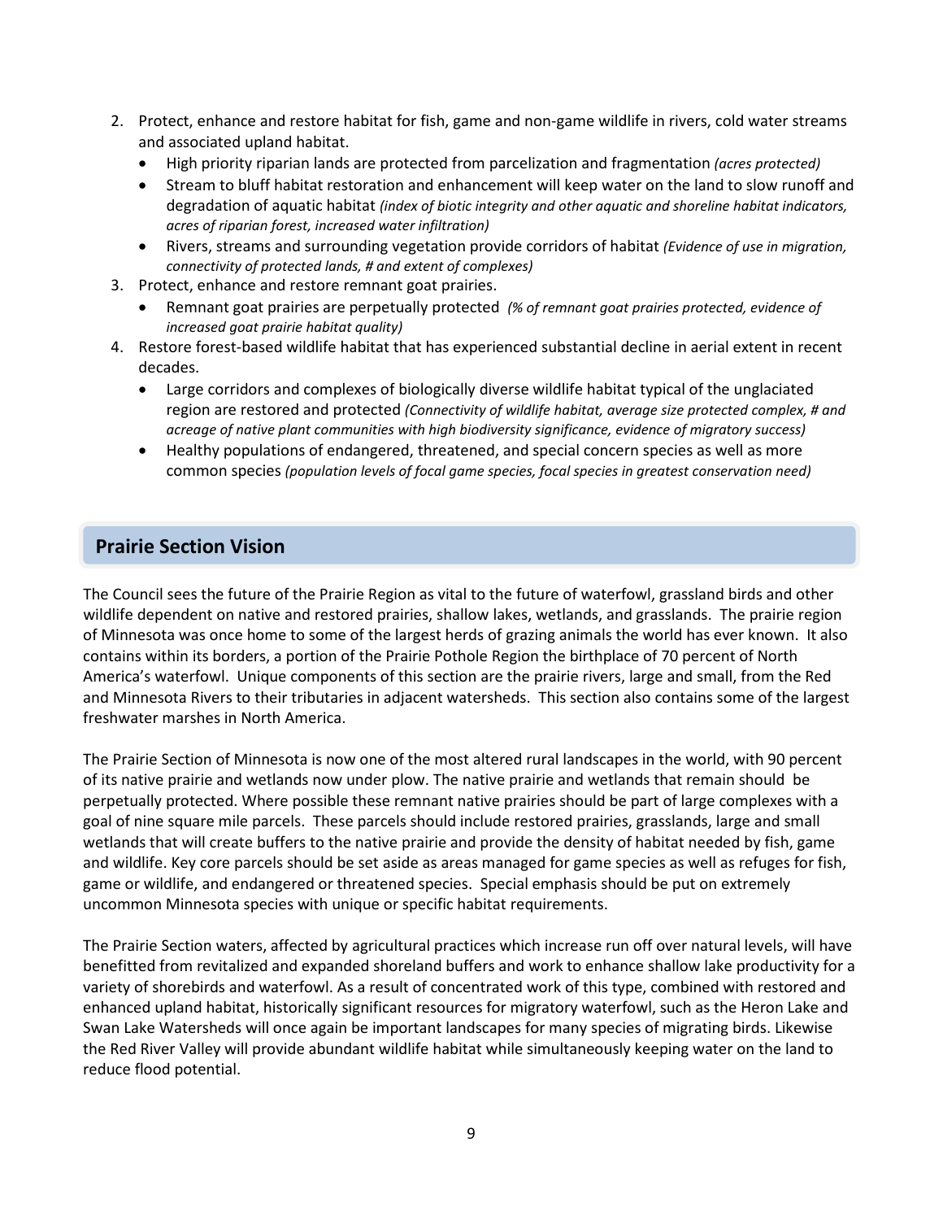2. Protect, enhance and restore habitat for fish, game and non-game wildlife in rivers, cold water streams and associated upland habitat.
   - High priority riparian lands are protected from parcelization and fragmentation *(acres protected)*
   - Stream to bluff habitat restoration and enhancement will keep water on the land to slow runoff and degradation of aquatic habitat *(index of biotic integrity and other aquatic and shoreline habitat indicators, acres of riparian forest, increased water infiltration)*
   - Rivers, streams and surrounding vegetation provide corridors of habitat *(Evidence of use in migration, connectivity of protected lands, # and extent of complexes)*
3. Protect, enhance and restore remnant goat prairies.
   - Remnant goat prairies are perpetually protected *(% of remnant goat prairies protected, evidence of increased goat prairie habitat quality)*
4. Restore forest-based wildlife habitat that has experienced substantial decline in aerial extent in recent decades.
   - Large corridors and complexes of biologically diverse wildlife habitat typical of the unglaciated region are restored and protected *(Connectivity of wildlife habitat, average size protected complex, # and acreage of native plant communities with high biodiversity significance, evidence of migratory success)*
   - Healthy populations of endangered, threatened, and special concern species as well as more common species *(population levels of focal game species, focal species in greatest conservation need)*

## Prairie Section Vision

The Council sees the future of the Prairie Region as vital to the future of waterfowl, grassland birds and other wildlife dependent on native and restored prairies, shallow lakes, wetlands, and grasslands. The prairie region of Minnesota was once home to some of the largest herds of grazing animals the world has ever known. It also contains within its borders, a portion of the Prairie Pothole Region the birthplace of 70 percent of North America's waterfowl. Unique components of this section are the prairie rivers, large and small, from the Red and Minnesota Rivers to their tributaries in adjacent watersheds. This section also contains some of the largest freshwater marshes in North America.

The Prairie Section of Minnesota is now one of the most altered rural landscapes in the world, with 90 percent of its native prairie and wetlands now under plow. The native prairie and wetlands that remain should be perpetually protected. Where possible these remnant native prairies should be part of large complexes with a goal of nine square mile parcels. These parcels should include restored prairies, grasslands, large and small wetlands that will create buffers to the native prairie and provide the density of habitat needed by fish, game and wildlife. Key core parcels should be set aside as areas managed for game species as well as refuges for fish, game or wildlife, and endangered or threatened species. Special emphasis should be put on extremely uncommon Minnesota species with unique or specific habitat requirements.

The Prairie Section waters, affected by agricultural practices which increase run off over natural levels, will have benefitted from revitalized and expanded shoreland buffers and work to enhance shallow lake productivity for a variety of shorebirds and waterfowl. As a result of concentrated work of this type, combined with restored and enhanced upland habitat, historically significant resources for migratory waterfowl, such as the Heron Lake and Swan Lake Watersheds will once again be important landscapes for many species of migrating birds. Likewise the Red River Valley will provide abundant wildlife habitat while simultaneously keeping water on the land to reduce flood potential.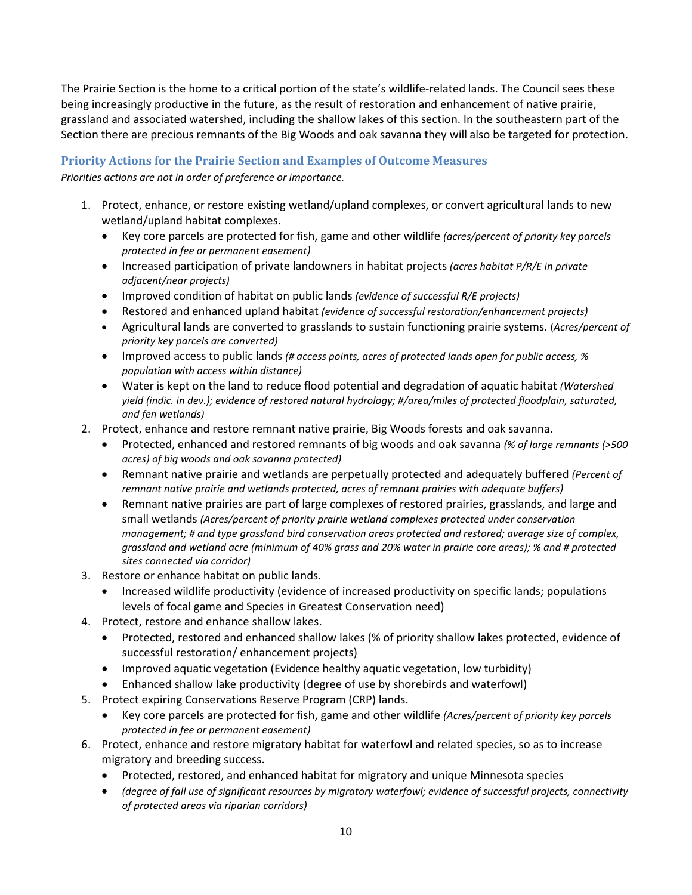The Prairie Section is the home to a critical portion of the state's wildlife-related lands. The Council sees these being increasingly productive in the future, as the result of restoration and enhancement of native prairie, grassland and associated watershed, including the shallow lakes of this section. In the southeastern part of the Section there are precious remnants of the Big Woods and oak savanna they will also be targeted for protection.

### Priority Actions for the Prairie Section and Examples of Outcome Measures

*Priorities actions are not in order of preference or importance.*

1. Protect, enhance, or restore existing wetland/upland complexes, or convert agricultural lands to new wetland/upland habitat complexes.
   - Key core parcels are protected for fish, game and other wildlife *(acres/percent of priority key parcels protected in fee or permanent easement)*
   - Increased participation of private landowners in habitat projects *(acres habitat P/R/E in private adjacent/near projects)*
   - Improved condition of habitat on public lands *(evidence of successful R/E projects)*
   - Restored and enhanced upland habitat *(evidence of successful restoration/enhancement projects)*
   - Agricultural lands are converted to grasslands to sustain functioning prairie systems. (*Acres/percent of priority key parcels are converted)*
   - Improved access to public lands *(# access points, acres of protected lands open for public access, % population with access within distance)*
   - Water is kept on the land to reduce flood potential and degradation of aquatic habitat *(Watershed yield (indic. in dev.); evidence of restored natural hydrology; #/area/miles of protected floodplain, saturated, and fen wetlands)*
2. Protect, enhance and restore remnant native prairie, Big Woods forests and oak savanna.
   - Protected, enhanced and restored remnants of big woods and oak savanna *(% of large remnants (>500 acres) of big woods and oak savanna protected)*
   - Remnant native prairie and wetlands are perpetually protected and adequately buffered *(Percent of remnant native prairie and wetlands protected, acres of remnant prairies with adequate buffers)*
   - Remnant native prairies are part of large complexes of restored prairies, grasslands, and large and small wetlands *(Acres/percent of priority prairie wetland complexes protected under conservation management; # and type grassland bird conservation areas protected and restored; average size of complex, grassland and wetland acre (minimum of 40% grass and 20% water in prairie core areas); % and # protected sites connected via corridor)*
3. Restore or enhance habitat on public lands.
   - Increased wildlife productivity (evidence of increased productivity on specific lands; populations levels of focal game and Species in Greatest Conservation need)
4. Protect, restore and enhance shallow lakes.
   - Protected, restored and enhanced shallow lakes (% of priority shallow lakes protected, evidence of successful restoration/ enhancement projects)
   - Improved aquatic vegetation (Evidence healthy aquatic vegetation, low turbidity)
   - Enhanced shallow lake productivity (degree of use by shorebirds and waterfowl)
5. Protect expiring Conservations Reserve Program (CRP) lands.
   - Key core parcels are protected for fish, game and other wildlife *(Acres/percent of priority key parcels protected in fee or permanent easement)*
6. Protect, enhance and restore migratory habitat for waterfowl and related species, so as to increase migratory and breeding success.
   - Protected, restored, and enhanced habitat for migratory and unique Minnesota species
   - *(degree of fall use of significant resources by migratory waterfowl; evidence of successful projects, connectivity of protected areas via riparian corridors)*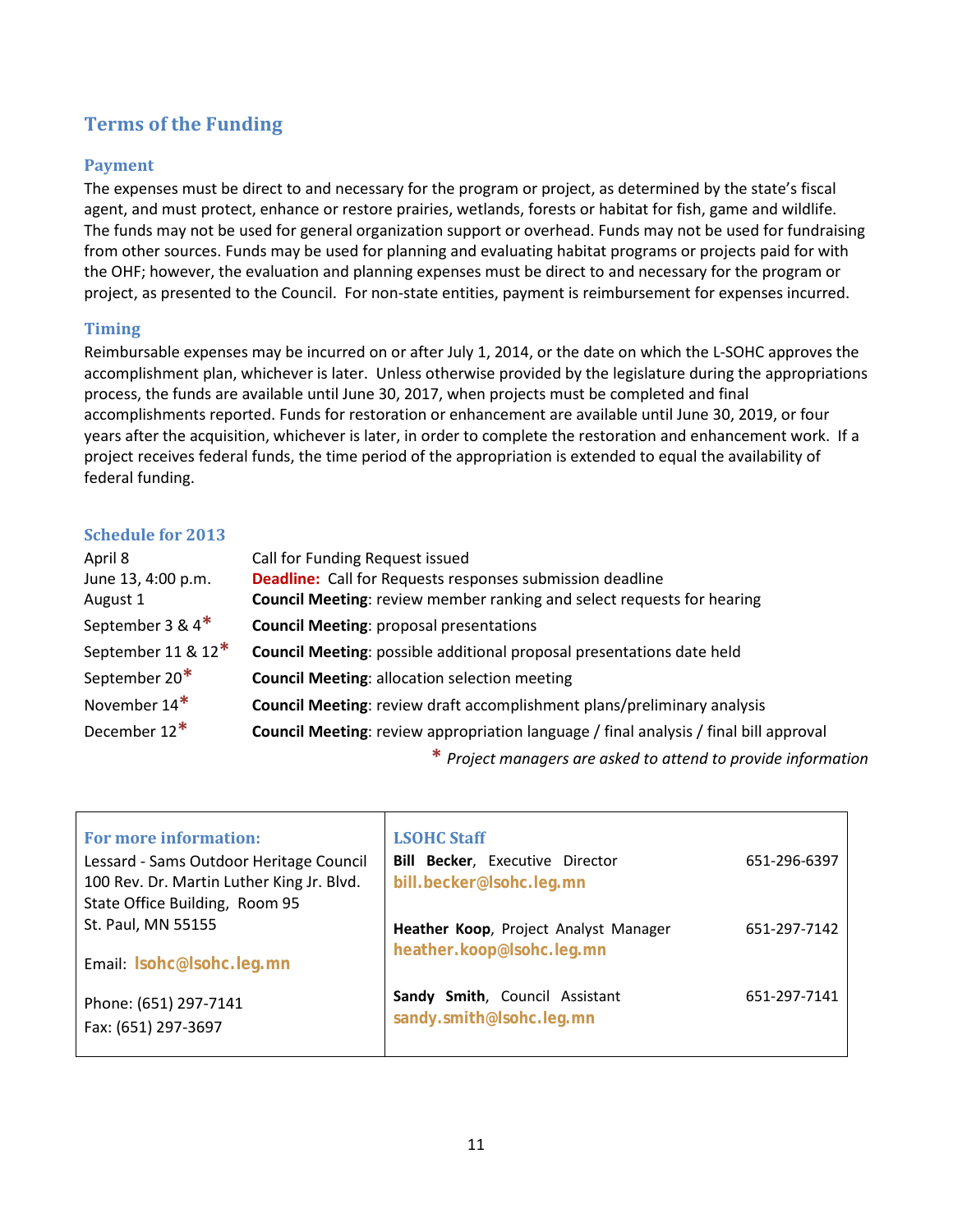## Terms of the Funding

### Payment

The expenses must be direct to and necessary for the program or project, as determined by the state's fiscal agent, and must protect, enhance or restore prairies, wetlands, forests or habitat for fish, game and wildlife. The funds may not be used for general organization support or overhead. Funds may not be used for fundraising from other sources. Funds may be used for planning and evaluating habitat programs or projects paid for with the OHF; however, the evaluation and planning expenses must be direct to and necessary for the program or project, as presented to the Council. For non-state entities, payment is reimbursement for expenses incurred.

### Timing

Reimbursable expenses may be incurred on or after July 1, 2014, or the date on which the L-SOHC approves the accomplishment plan, whichever is later. Unless otherwise provided by the legislature during the appropriations process, the funds are available until June 30, 2017, when projects must be completed and final accomplishments reported. Funds for restoration or enhancement are available until June 30, 2019, or four years after the acquisition, whichever is later, in order to complete the restoration and enhancement work. If a project receives federal funds, the time period of the appropriation is extended to equal the availability of federal funding.

### Schedule for 2013

| | |
|---|---|
| April 8 | Call for Funding Request issued |
| June 13, 4:00 p.m. | **Deadline:** Call for Requests responses submission deadline |
| August 1 | **Council Meeting**: review member ranking and select requests for hearing |
| September 3 & 4* | **Council Meeting**: proposal presentations |
| September 11 & 12* | **Council Meeting**: possible additional proposal presentations date held |
| September 20* | **Council Meeting**: allocation selection meeting |
| November 14* | **Council Meeting**: review draft accomplishment plans/preliminary analysis |
| December 12* | **Council Meeting**: review appropriation language / final analysis / final bill approval |

\* *Project managers are asked to attend to provide information*

| For more information: | LSOHC Staff | |
|---|---|---|
| Lessard - Sams Outdoor Heritage Council<br>100 Rev. Dr. Martin Luther King Jr. Blvd.<br>State Office Building, Room 95<br>St. Paul, MN 55155 | **Bill Becker**, Executive Director<br>bill.becker@lsohc.leg.mn | 651-296-6397 |
| Email: lsohc@lsohc.leg.mn | **Heather Koop**, Project Analyst Manager<br>heather.koop@lsohc.leg.mn | 651-297-7142 |
| Phone: (651) 297-7141<br>Fax: (651) 297-3697 | **Sandy Smith**, Council Assistant<br>sandy.smith@lsohc.leg.mn | 651-297-7141 |